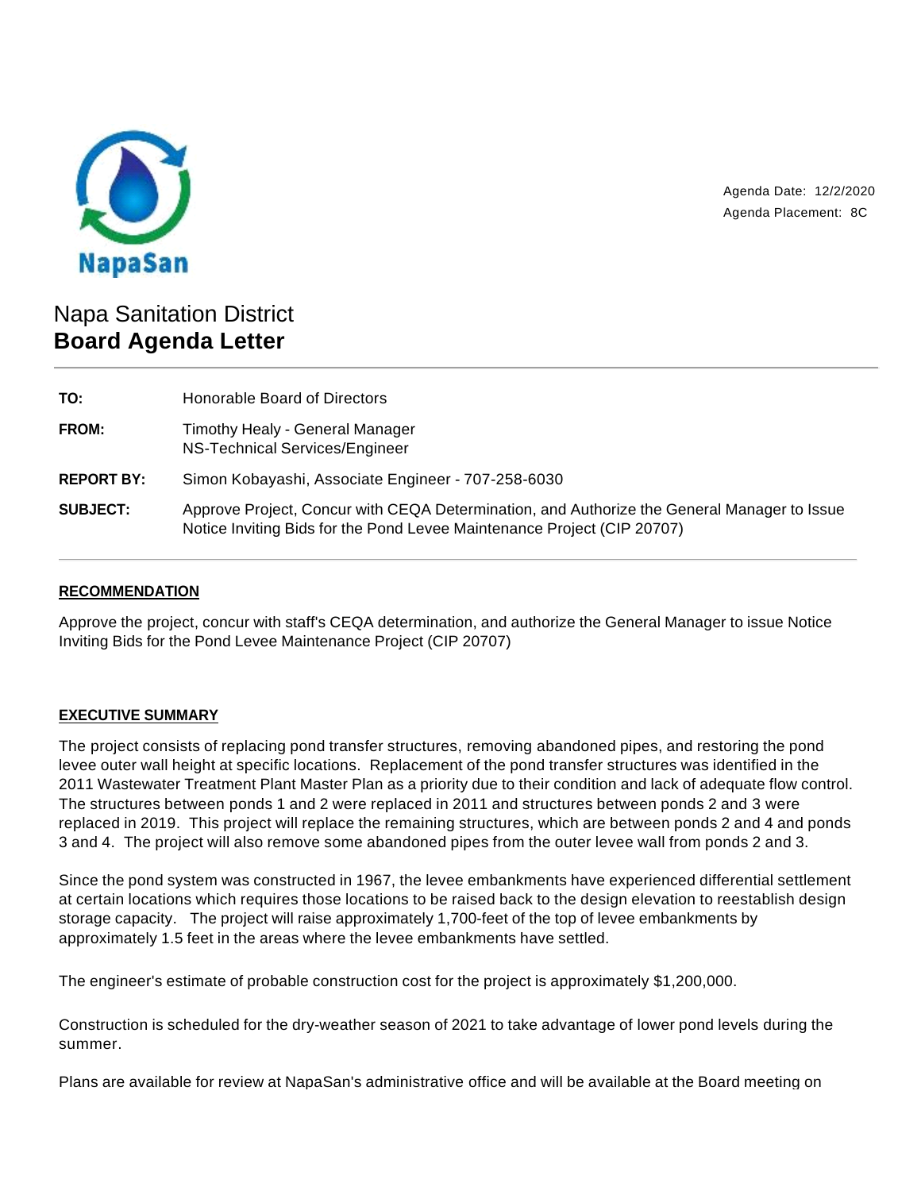Agenda Date: 12/2/2020
Agenda Placement: 8C

# Napa Sanitation District
## Board Agenda Letter

| | |
|---|---|
| **TO:** | Honorable Board of Directors |
| **FROM:** | Timothy Healy - General Manager<br>NS-Technical Services/Engineer |
| **REPORT BY:** | Simon Kobayashi, Associate Engineer - 707-258-6030 |
| **SUBJECT:** | Approve Project, Concur with CEQA Determination, and Authorize the General Manager to Issue Notice Inviting Bids for the Pond Levee Maintenance Project (CIP 20707) |

### RECOMMENDATION

Approve the project, concur with staff's CEQA determination, and authorize the General Manager to issue Notice Inviting Bids for the Pond Levee Maintenance Project (CIP 20707)

### EXECUTIVE SUMMARY

The project consists of replacing pond transfer structures, removing abandoned pipes, and restoring the pond levee outer wall height at specific locations. Replacement of the pond transfer structures was identified in the 2011 Wastewater Treatment Plant Master Plan as a priority due to their condition and lack of adequate flow control. The structures between ponds 1 and 2 were replaced in 2011 and structures between ponds 2 and 3 were replaced in 2019. This project will replace the remaining structures, which are between ponds 2 and 4 and ponds 3 and 4. The project will also remove some abandoned pipes from the outer levee wall from ponds 2 and 3.

Since the pond system was constructed in 1967, the levee embankments have experienced differential settlement at certain locations which requires those locations to be raised back to the design elevation to reestablish design storage capacity. The project will raise approximately 1,700-feet of the top of levee embankments by approximately 1.5 feet in the areas where the levee embankments have settled.

The engineer's estimate of probable construction cost for the project is approximately $1,200,000.

Construction is scheduled for the dry-weather season of 2021 to take advantage of lower pond levels during the summer.

Plans are available for review at NapaSan's administrative office and will be available at the Board meeting on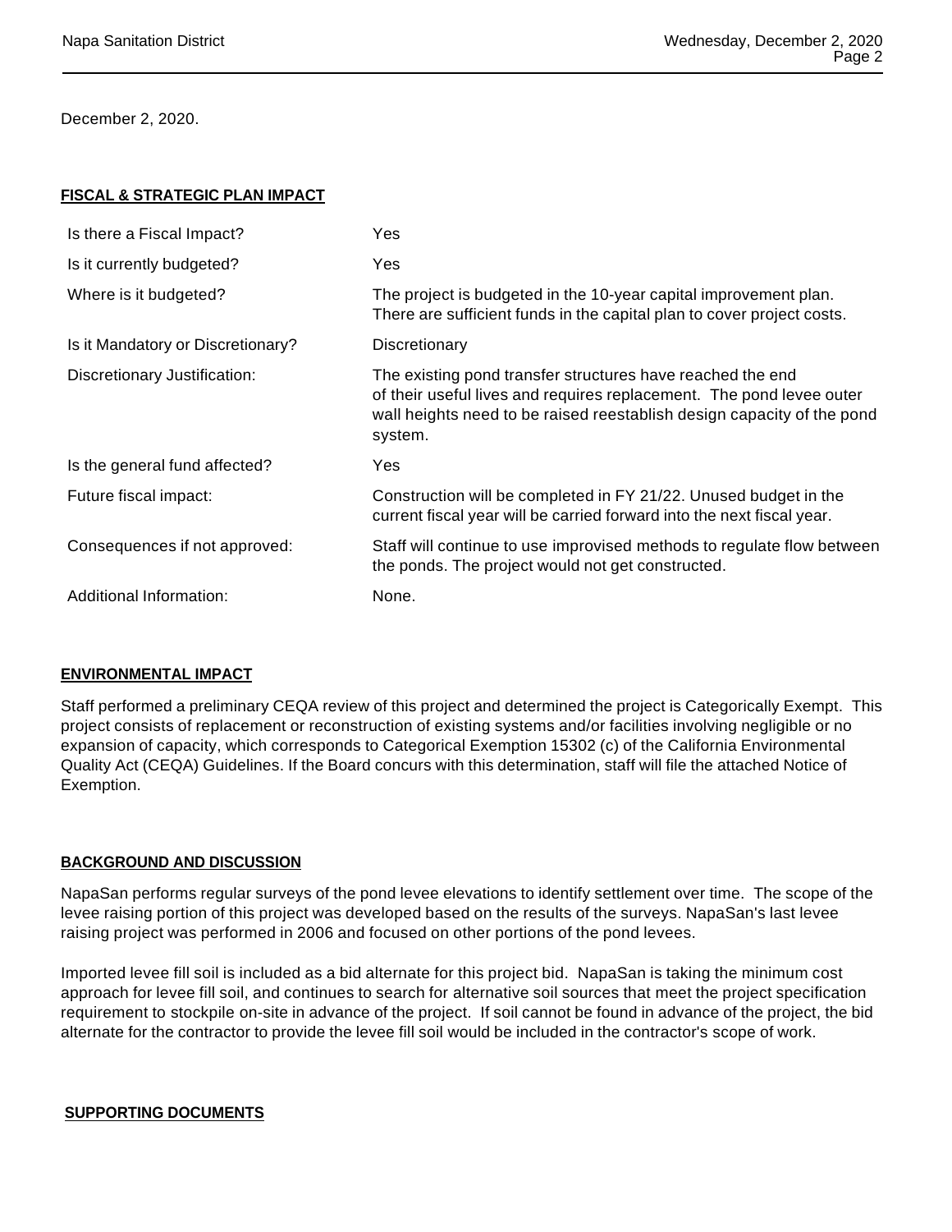December 2, 2020.

**FISCAL & STRATEGIC PLAN IMPACT**

| | |
|---|---|
| Is there a Fiscal Impact? | Yes |
| Is it currently budgeted? | Yes |
| Where is it budgeted? | The project is budgeted in the 10-year capital improvement plan. There are sufficient funds in the capital plan to cover project costs. |
| Is it Mandatory or Discretionary? | Discretionary |
| Discretionary Justification: | The existing pond transfer structures have reached the end of their useful lives and requires replacement. The pond levee outer wall heights need to be raised reestablish design capacity of the pond system. |
| Is the general fund affected? | Yes |
| Future fiscal impact: | Construction will be completed in FY 21/22. Unused budget in the current fiscal year will be carried forward into the next fiscal year. |
| Consequences if not approved: | Staff will continue to use improvised methods to regulate flow between the ponds. The project would not get constructed. |
| Additional Information: | None. |

**ENVIRONMENTAL IMPACT**

Staff performed a preliminary CEQA review of this project and determined the project is Categorically Exempt. This project consists of replacement or reconstruction of existing systems and/or facilities involving negligible or no expansion of capacity, which corresponds to Categorical Exemption 15302 (c) of the California Environmental Quality Act (CEQA) Guidelines. If the Board concurs with this determination, staff will file the attached Notice of Exemption.

**BACKGROUND AND DISCUSSION**

NapaSan performs regular surveys of the pond levee elevations to identify settlement over time. The scope of the levee raising portion of this project was developed based on the results of the surveys. NapaSan's last levee raising project was performed in 2006 and focused on other portions of the pond levees.

Imported levee fill soil is included as a bid alternate for this project bid. NapaSan is taking the minimum cost approach for levee fill soil, and continues to search for alternative soil sources that meet the project specification requirement to stockpile on-site in advance of the project. If soil cannot be found in advance of the project, the bid alternate for the contractor to provide the levee fill soil would be included in the contractor's scope of work.

**SUPPORTING DOCUMENTS**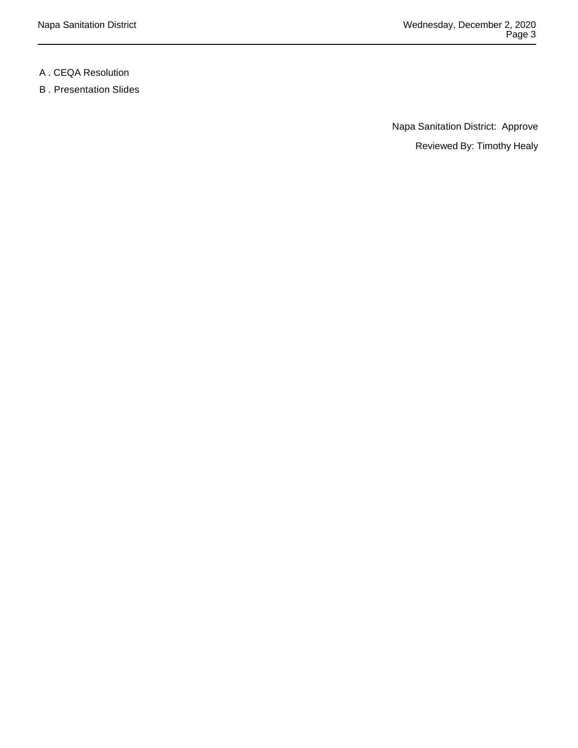A . CEQA Resolution

B . Presentation Slides

Napa Sanitation District: Approve

Reviewed By: Timothy Healy